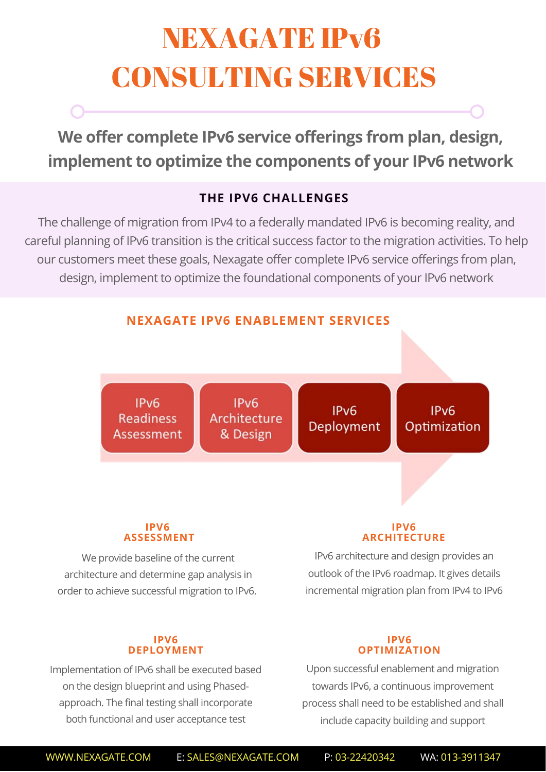# NEXAGATE IPv6 CONSULTING SERVICES

**We offer complete IPv6 service offerings from plan, design, implement to optimize the components of your IPv6 network**

## THE IPV6 CHALLENGES

The challenge of migration from IPv4 to a federally mandated IPv6 is becoming reality, and careful planning of IPv6 transition is the critical success factor to the migration activities. To help our customers meet these goals, Nexagate offer complete IPv6 service offerings from plan, design, implement to optimize the foundational components of your IPv6 network

## NEXAGATE IPV6 ENABLEMENT SERVICES

IPv6 Readiness Assessment → IPv6 Architecture & Design → IPv6 Deployment → IPv6 Optimization

### IPV6 ASSESSMENT

We provide baseline of the current architecture and determine gap analysis in order to achieve successful migration to IPv6.

### IPV6 ARCHITECTURE

IPv6 architecture and design provides an outlook of the IPv6 roadmap. It gives details incremental migration plan from IPv4 to IPv6

### IPV6 DEPLOYMENT

Implementation of IPv6 shall be executed based on the design blueprint and using Phased-approach. The final testing shall incorporate both functional and user acceptance test

### IPV6 OPTIMIZATION

Upon successful enablement and migration towards IPv6, a continuous improvement process shall need to be established and shall include capacity building and support

WWW.NEXAGATE.COM E: SALES@NEXAGATE.COM P: 03-22420342 WA: 013-3911347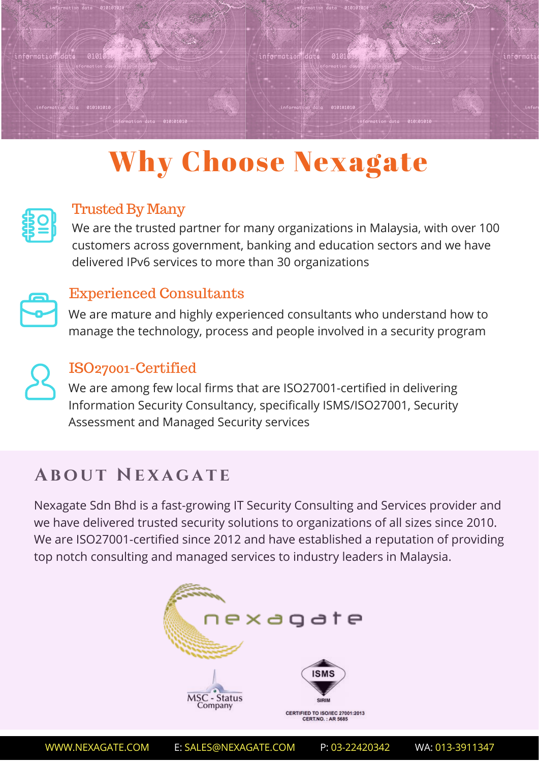# Why Choose Nexagate

### Trusted By Many

We are the trusted partner for many organizations in Malaysia, with over 100 customers across government, banking and education sectors and we have delivered IPv6 services to more than 30 organizations

### Experienced Consultants

We are mature and highly experienced consultants who understand how to manage the technology, process and people involved in a security program

### ISO27001-Certified

We are among few local firms that are ISO27001-certified in delivering Information Security Consultancy, specifically ISMS/ISO27001, Security Assessment and Managed Security services

## About Nexagate

Nexagate Sdn Bhd is a fast-growing IT Security Consulting and Services provider and we have delivered trusted security solutions to organizations of all sizes since 2010. We are ISO27001-certified since 2012 and have established a reputation of providing top notch consulting and managed services to industry leaders in Malaysia.

nexagate

MSC - Status Company

ISMS

SIRIM

CERTIFIED TO ISO/IEC 27001:2013
CERT.NO. : AR 5685

WWW.NEXAGATE.COM E: SALES@NEXAGATE.COM P: 03-22420342 WA: 013-3911347